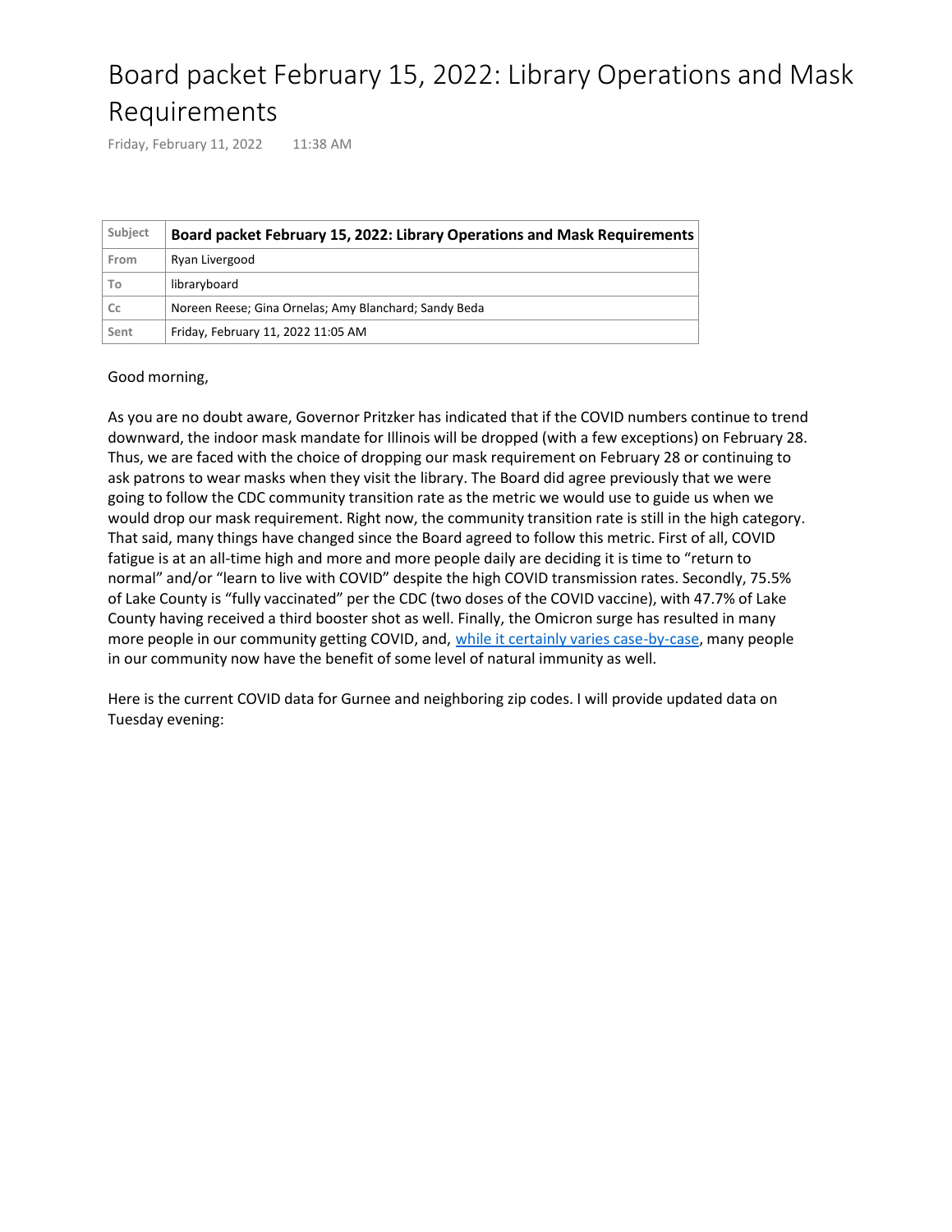# Board packet February 15, 2022: Library Operations and Mask Requirements

Friday, February 11, 2022 11:38 AM

| Subject | Board packet February 15, 2022: Library Operations and Mask Requirements |
| --- | --- |
| From | Ryan Livergood |
| To | libraryboard |
| Cc | Noreen Reese; Gina Ornelas; Amy Blanchard; Sandy Beda |
| Sent | Friday, February 11, 2022 11:05 AM |

Good morning,

As you are no doubt aware, Governor Pritzker has indicated that if the COVID numbers continue to trend downward, the indoor mask mandate for Illinois will be dropped (with a few exceptions) on February 28. Thus, we are faced with the choice of dropping our mask requirement on February 28 or continuing to ask patrons to wear masks when they visit the library. The Board did agree previously that we were going to follow the CDC community transition rate as the metric we would use to guide us when we would drop our mask requirement. Right now, the community transition rate is still in the high category. That said, many things have changed since the Board agreed to follow this metric. First of all, COVID fatigue is at an all-time high and more and more people daily are deciding it is time to "return to normal" and/or "learn to live with COVID" despite the high COVID transmission rates. Secondly, 75.5% of Lake County is "fully vaccinated" per the CDC (two doses of the COVID vaccine), with 47.7% of Lake County having received a third booster shot as well. Finally, the Omicron surge has resulted in many more people in our community getting COVID, and, while it certainly varies case-by-case, many people in our community now have the benefit of some level of natural immunity as well.

Here is the current COVID data for Gurnee and neighboring zip codes. I will provide updated data on Tuesday evening: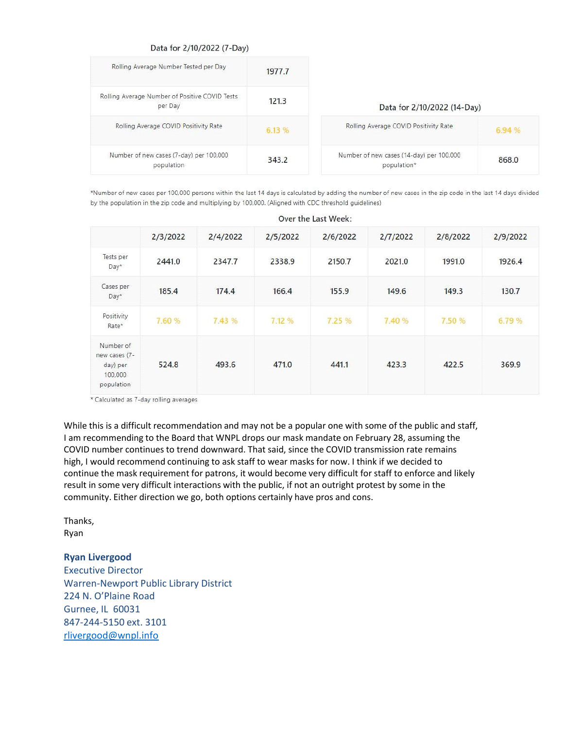Data for 2/10/2022 (7-Day)

| | |
|---|---|
| Rolling Average Number Tested per Day | 1977.7 |
| Rolling Average Number of Positive COVID Tests per Day | 121.3 |
| Rolling Average COVID Positivity Rate | 6.13 % |
| Number of new cases (7-day) per 100,000 population | 343.2 |

Data for 2/10/2022 (14-Day)

| | |
|---|---|
| Rolling Average COVID Positivity Rate | 6.94 % |
| Number of new cases (14-day) per 100,000 population* | 868.0 |

*Number of new cases per 100,000 persons within the last 14 days is calculated by adding the number of new cases in the zip code in the last 14 days divided by the population in the zip code and multiplying by 100,000. (Aligned with CDC threshold guidelines)

Over the Last Week:

| | 2/3/2022 | 2/4/2022 | 2/5/2022 | 2/6/2022 | 2/7/2022 | 2/8/2022 | 2/9/2022 |
|---|---|---|---|---|---|---|---|
| Tests per Day* | 2441.0 | 2347.7 | 2338.9 | 2150.7 | 2021.0 | 1991.0 | 1926.4 |
| Cases per Day* | 185.4 | 174.4 | 166.4 | 155.9 | 149.6 | 149.3 | 130.7 |
| Positivity Rate* | 7.60 % | 7.43 % | 7.12 % | 7.25 % | 7.40 % | 7.50 % | 6.79 % |
| Number of new cases (7-day) per 100,000 population | 524.8 | 493.6 | 471.0 | 441.1 | 423.3 | 422.5 | 369.9 |

* Calculated as 7-day rolling averages

While this is a difficult recommendation and may not be a popular one with some of the public and staff, I am recommending to the Board that WNPL drops our mask mandate on February 28, assuming the COVID number continues to trend downward. That said, since the COVID transmission rate remains high, I would recommend continuing to ask staff to wear masks for now. I think if we decided to continue the mask requirement for patrons, it would become very difficult for staff to enforce and likely result in some very difficult interactions with the public, if not an outright protest by some in the community. Either direction we go, both options certainly have pros and cons.

Thanks,
Ryan

**Ryan Livergood**
Executive Director
Warren-Newport Public Library District
224 N. O'Plaine Road
Gurnee, IL 60031
847-244-5150 ext. 3101
rlivergood@wnpl.info